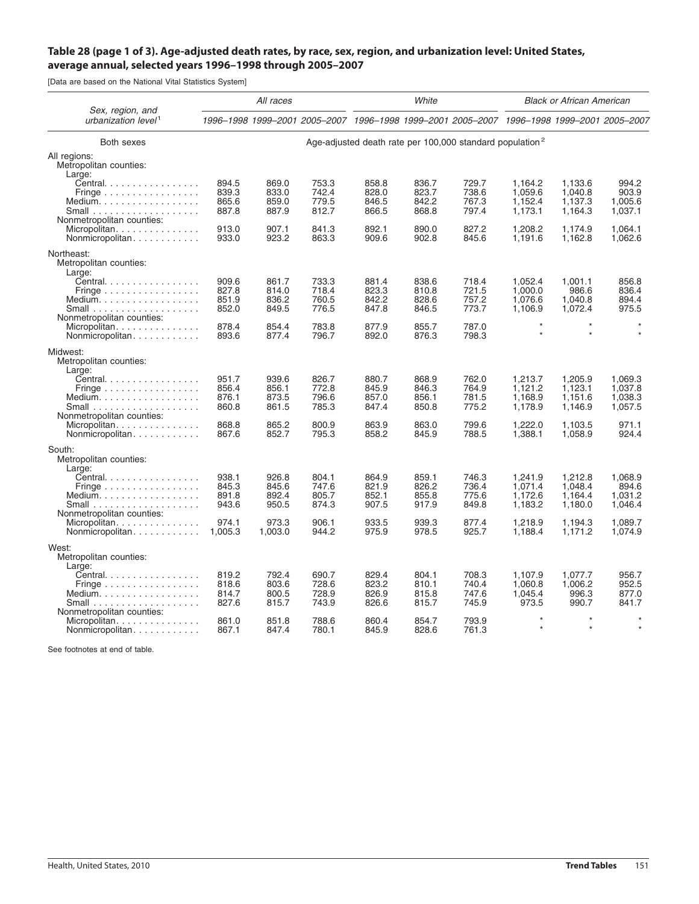### Table 28 (page 1 of 3). Age-adjusted death rates, by race, sex, region, and urbanization level: United States, average annual, selected years 1996–1998 through 2005–2007

[Data are based on the National Vital Statistics System]

| Sex, region, and urbanization level[1] | All races | | | White | | | Black or African American | | |
|---|---|---|---|---|---|---|---|---|---|
| | 1996–1998 | 1999–2001 | 2005–2007 | 1996–1998 | 1999–2001 | 2005–2007 | 1996–1998 | 1999–2001 | 2005–2007 |
| **Both sexes** | Age-adjusted death rate per 100,000 standard population[2] | | | | | | | | |
| All regions: | | | | | | | | | |
| Metropolitan counties: | | | | | | | | | |
| Large: | | | | | | | | | |
| Central | 894.5 | 869.0 | 753.3 | 858.8 | 836.7 | 729.7 | 1,164.2 | 1,133.6 | 994.2 |
| Fringe | 839.3 | 833.0 | 742.4 | 828.0 | 823.7 | 738.6 | 1,059.6 | 1,040.8 | 903.9 |
| Medium | 865.6 | 859.0 | 779.5 | 846.5 | 842.2 | 767.3 | 1,152.4 | 1,137.3 | 1,005.6 |
| Small | 887.8 | 887.9 | 812.7 | 866.5 | 868.8 | 797.4 | 1,173.1 | 1,164.3 | 1,037.1 |
| Nonmetropolitan counties: | | | | | | | | | |
| Micropolitan | 913.0 | 907.1 | 841.3 | 892.1 | 890.0 | 827.2 | 1,208.2 | 1,174.9 | 1,064.1 |
| Nonmicropolitan | 933.0 | 923.2 | 863.3 | 909.6 | 902.8 | 845.6 | 1,191.6 | 1,162.8 | 1,062.6 |
| Northeast: | | | | | | | | | |
| Metropolitan counties: | | | | | | | | | |
| Large: | | | | | | | | | |
| Central | 909.6 | 861.7 | 733.3 | 881.4 | 838.6 | 718.4 | 1,052.4 | 1,001.1 | 856.8 |
| Fringe | 827.8 | 814.0 | 718.4 | 823.3 | 810.8 | 721.5 | 1,000.0 | 986.6 | 836.4 |
| Medium | 851.9 | 836.2 | 760.5 | 842.2 | 828.6 | 757.2 | 1,076.6 | 1,040.8 | 894.4 |
| Small | 852.0 | 849.5 | 776.5 | 847.8 | 846.5 | 773.7 | 1,106.9 | 1,072.4 | 975.5 |
| Nonmetropolitan counties: | | | | | | | | | |
| Micropolitan | 878.4 | 854.4 | 783.8 | 877.9 | 855.7 | 787.0 | * | * | * |
| Nonmicropolitan | 893.6 | 877.4 | 796.7 | 892.0 | 876.3 | 798.3 | * | * | * |
| Midwest: | | | | | | | | | |
| Metropolitan counties: | | | | | | | | | |
| Large: | | | | | | | | | |
| Central | 951.7 | 939.6 | 826.7 | 880.7 | 868.9 | 762.0 | 1,213.7 | 1,205.9 | 1,069.3 |
| Fringe | 856.4 | 856.1 | 772.8 | 845.9 | 846.3 | 764.9 | 1,121.2 | 1,123.1 | 1,037.8 |
| Medium | 876.1 | 873.5 | 796.6 | 857.0 | 856.1 | 781.5 | 1,168.9 | 1,151.6 | 1,038.3 |
| Small | 860.8 | 861.5 | 785.3 | 847.4 | 850.8 | 775.2 | 1,178.9 | 1,146.9 | 1,057.5 |
| Nonmetropolitan counties: | | | | | | | | | |
| Micropolitan | 868.8 | 865.2 | 800.9 | 863.9 | 863.0 | 799.6 | 1,222.0 | 1,103.5 | 971.1 |
| Nonmicropolitan | 867.6 | 852.7 | 795.3 | 858.2 | 845.9 | 788.5 | 1,388.1 | 1,058.9 | 924.4 |
| South: | | | | | | | | | |
| Metropolitan counties: | | | | | | | | | |
| Large: | | | | | | | | | |
| Central | 938.1 | 926.8 | 804.1 | 864.9 | 859.1 | 746.3 | 1,241.9 | 1,212.8 | 1,068.9 |
| Fringe | 845.3 | 845.6 | 747.6 | 821.9 | 826.2 | 736.4 | 1,071.4 | 1,048.4 | 894.6 |
| Medium | 891.8 | 892.4 | 805.7 | 852.1 | 855.8 | 775.6 | 1,172.6 | 1,164.4 | 1,031.2 |
| Small | 943.6 | 950.5 | 874.3 | 907.5 | 917.9 | 849.8 | 1,183.2 | 1,180.0 | 1,046.4 |
| Nonmetropolitan counties: | | | | | | | | | |
| Micropolitan | 974.1 | 973.3 | 906.1 | 933.5 | 939.3 | 877.4 | 1,218.9 | 1,194.3 | 1,089.7 |
| Nonmicropolitan | 1,005.3 | 1,003.0 | 944.2 | 975.9 | 978.5 | 925.7 | 1,188.4 | 1,171.2 | 1,074.9 |
| West: | | | | | | | | | |
| Metropolitan counties: | | | | | | | | | |
| Large: | | | | | | | | | |
| Central | 819.2 | 792.4 | 690.7 | 829.4 | 804.1 | 708.3 | 1,107.9 | 1,077.7 | 956.7 |
| Fringe | 818.6 | 803.6 | 728.6 | 823.2 | 810.1 | 740.4 | 1,060.8 | 1,006.2 | 952.5 |
| Medium | 814.7 | 800.5 | 728.9 | 826.9 | 815.8 | 747.6 | 1,045.4 | 996.3 | 877.0 |
| Small | 827.6 | 815.7 | 743.9 | 826.6 | 815.7 | 745.9 | 973.5 | 990.7 | 841.7 |
| Nonmetropolitan counties: | | | | | | | | | |
| Micropolitan | 861.0 | 851.8 | 788.6 | 860.4 | 854.7 | 793.9 | * | * | * |
| Nonmicropolitan | 867.1 | 847.4 | 780.1 | 845.9 | 828.6 | 761.3 | * | * | * |

See footnotes at end of table.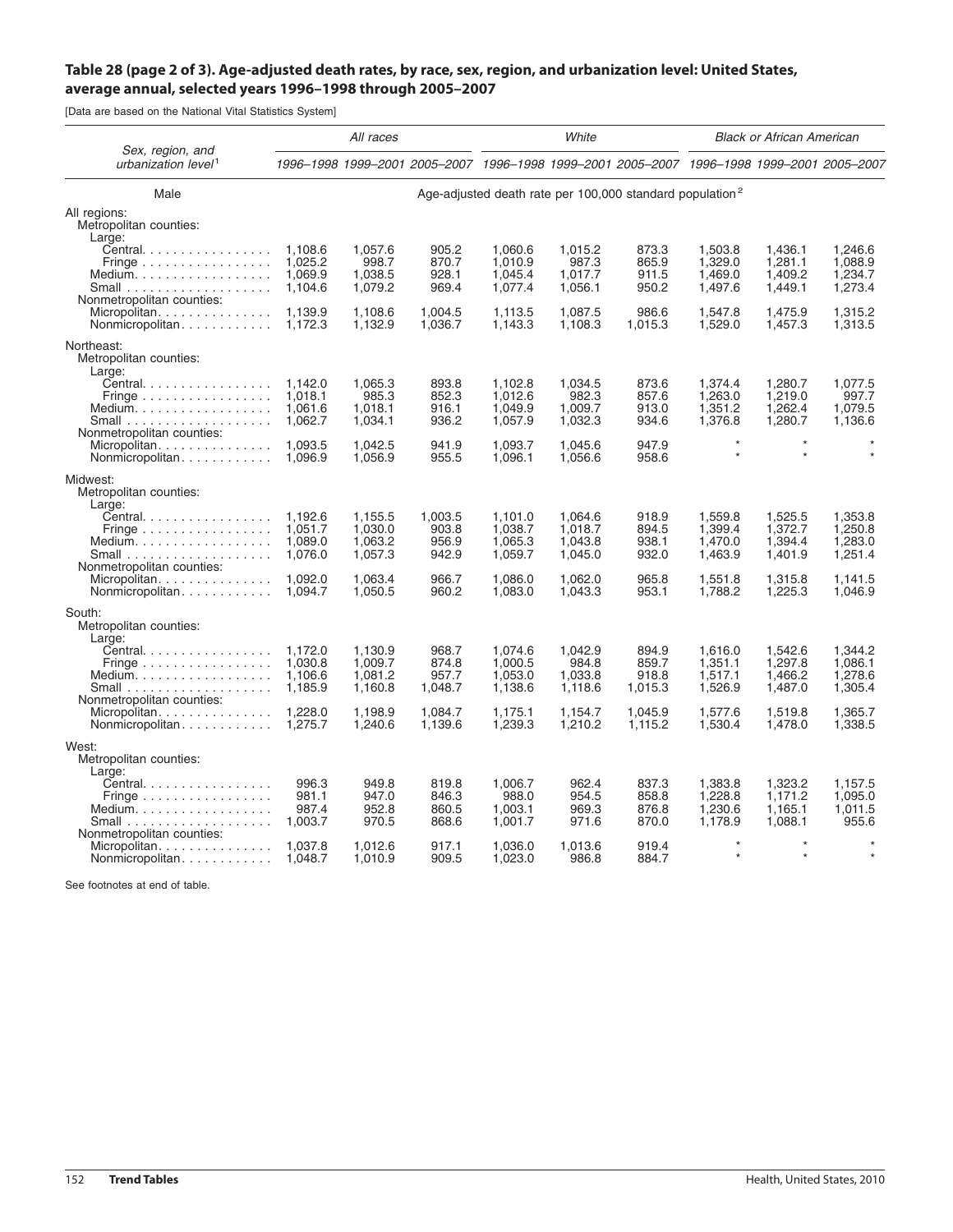## Table 28 (page 2 of 3). Age-adjusted death rates, by race, sex, region, and urbanization level: United States, average annual, selected years 1996–1998 through 2005–2007

[Data are based on the National Vital Statistics System]

| Sex, region, and urbanization level[1] | All races | | | White | | | Black or African American | | |
|---|---|---|---|---|---|---|---|---|---|
| | 1996–1998 | 1999–2001 | 2005–2007 | 1996–1998 | 1999–2001 | 2005–2007 | 1996–1998 | 1999–2001 | 2005–2007 |
| **Male** | Age-adjusted death rate per 100,000 standard population[2] | | | | | | | | |
| **All regions:** | | | | | | | | | |
| Metropolitan counties: | | | | | | | | | |
| Large: | | | | | | | | | |
| Central | 1,108.6 | 1,057.6 | 905.2 | 1,060.6 | 1,015.2 | 873.3 | 1,503.8 | 1,436.1 | 1,246.6 |
| Fringe | 1,025.2 | 998.7 | 870.7 | 1,010.9 | 987.3 | 865.9 | 1,329.0 | 1,281.1 | 1,088.9 |
| Medium | 1,069.9 | 1,038.5 | 928.1 | 1,045.4 | 1,017.7 | 911.5 | 1,469.0 | 1,409.2 | 1,234.7 |
| Small | 1,104.6 | 1,079.2 | 969.4 | 1,077.4 | 1,056.1 | 950.2 | 1,497.6 | 1,449.1 | 1,273.4 |
| Nonmetropolitan counties: | | | | | | | | | |
| Micropolitan | 1,139.9 | 1,108.6 | 1,004.5 | 1,113.5 | 1,087.5 | 986.6 | 1,547.8 | 1,475.9 | 1,315.2 |
| Nonmicropolitan | 1,172.3 | 1,132.9 | 1,036.7 | 1,143.3 | 1,108.3 | 1,015.3 | 1,529.0 | 1,457.3 | 1,313.5 |
| **Northeast:** | | | | | | | | | |
| Metropolitan counties: | | | | | | | | | |
| Large: | | | | | | | | | |
| Central | 1,142.0 | 1,065.3 | 893.8 | 1,102.8 | 1,034.5 | 873.6 | 1,374.4 | 1,280.7 | 1,077.5 |
| Fringe | 1,018.1 | 985.3 | 852.3 | 1,012.6 | 982.3 | 857.6 | 1,263.0 | 1,219.0 | 997.7 |
| Medium | 1,061.6 | 1,018.1 | 916.1 | 1,049.9 | 1,009.7 | 913.0 | 1,351.2 | 1,262.4 | 1,079.5 |
| Small | 1,062.7 | 1,034.1 | 936.2 | 1,057.9 | 1,032.3 | 934.6 | 1,376.8 | 1,280.7 | 1,136.6 |
| Nonmetropolitan counties: | | | | | | | | | |
| Micropolitan | 1,093.5 | 1,042.5 | 941.9 | 1,093.7 | 1,045.6 | 947.9 | * | * | * |
| Nonmicropolitan | 1,096.9 | 1,056.9 | 955.5 | 1,096.1 | 1,056.6 | 958.6 | * | * | * |
| **Midwest:** | | | | | | | | | |
| Metropolitan counties: | | | | | | | | | |
| Large: | | | | | | | | | |
| Central | 1,192.6 | 1,155.5 | 1,003.5 | 1,101.0 | 1,064.6 | 918.9 | 1,559.8 | 1,525.5 | 1,353.8 |
| Fringe | 1,051.7 | 1,030.0 | 903.8 | 1,038.7 | 1,018.7 | 894.5 | 1,399.4 | 1,372.7 | 1,250.8 |
| Medium | 1,089.0 | 1,063.2 | 956.9 | 1,065.3 | 1,043.8 | 938.1 | 1,470.0 | 1,394.4 | 1,283.0 |
| Small | 1,076.0 | 1,057.3 | 942.9 | 1,059.7 | 1,045.0 | 932.0 | 1,463.9 | 1,401.9 | 1,251.4 |
| Nonmetropolitan counties: | | | | | | | | | |
| Micropolitan | 1,092.0 | 1,063.4 | 966.7 | 1,086.0 | 1,062.0 | 965.8 | 1,551.8 | 1,315.8 | 1,141.5 |
| Nonmicropolitan | 1,094.7 | 1,050.5 | 960.2 | 1,083.0 | 1,043.3 | 953.1 | 1,788.2 | 1,225.3 | 1,046.9 |
| **South:** | | | | | | | | | |
| Metropolitan counties: | | | | | | | | | |
| Large: | | | | | | | | | |
| Central | 1,172.0 | 1,130.9 | 968.7 | 1,074.6 | 1,042.9 | 894.9 | 1,616.0 | 1,542.6 | 1,344.2 |
| Fringe | 1,030.8 | 1,009.7 | 874.8 | 1,000.5 | 984.8 | 859.7 | 1,351.1 | 1,297.8 | 1,086.1 |
| Medium | 1,106.6 | 1,081.2 | 957.7 | 1,053.0 | 1,033.8 | 918.8 | 1,517.1 | 1,466.2 | 1,278.6 |
| Small | 1,185.9 | 1,160.8 | 1,048.7 | 1,138.6 | 1,118.6 | 1,015.3 | 1,526.9 | 1,487.0 | 1,305.4 |
| Nonmetropolitan counties: | | | | | | | | | |
| Micropolitan | 1,228.0 | 1,198.9 | 1,084.7 | 1,175.1 | 1,154.7 | 1,045.9 | 1,577.6 | 1,519.8 | 1,365.7 |
| Nonmicropolitan | 1,275.7 | 1,240.6 | 1,139.6 | 1,239.3 | 1,210.2 | 1,115.2 | 1,530.4 | 1,478.0 | 1,338.5 |
| **West:** | | | | | | | | | |
| Metropolitan counties: | | | | | | | | | |
| Large: | | | | | | | | | |
| Central | 996.3 | 949.8 | 819.8 | 1,006.7 | 962.4 | 837.3 | 1,383.8 | 1,323.2 | 1,157.5 |
| Fringe | 981.1 | 947.0 | 846.3 | 988.0 | 954.5 | 858.8 | 1,228.8 | 1,171.2 | 1,095.0 |
| Medium | 987.4 | 952.8 | 860.5 | 1,003.1 | 969.3 | 876.8 | 1,230.6 | 1,165.1 | 1,011.5 |
| Small | 1,003.7 | 970.5 | 868.6 | 1,001.7 | 971.6 | 870.0 | 1,178.9 | 1,088.1 | 955.6 |
| Nonmetropolitan counties: | | | | | | | | | |
| Micropolitan | 1,037.8 | 1,012.6 | 917.1 | 1,036.0 | 1,013.6 | 919.4 | * | * | * |
| Nonmicropolitan | 1,048.7 | 1,010.9 | 909.5 | 1,023.0 | 986.8 | 884.7 | * | * | * |

See footnotes at end of table.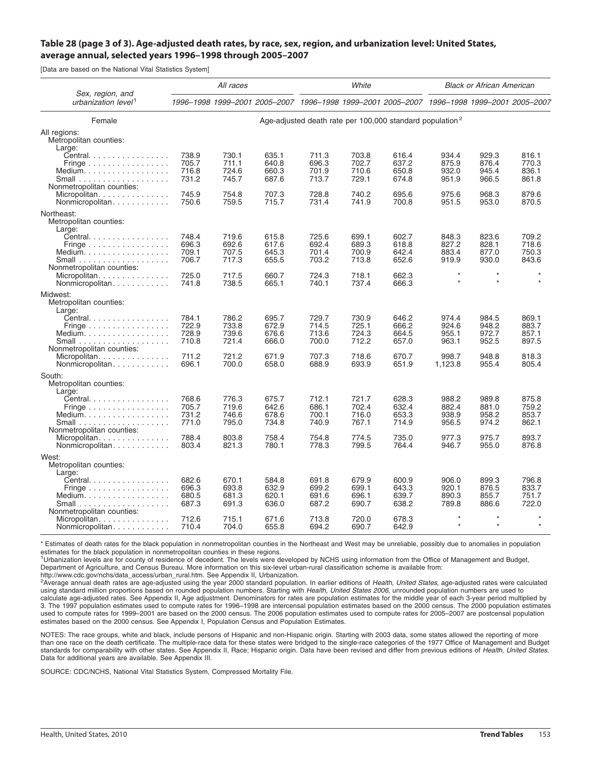### Table 28 (page 3 of 3). Age-adjusted death rates, by race, sex, region, and urbanization level: United States, average annual, selected years 1996–1998 through 2005–2007

[Data are based on the National Vital Statistics System]

| Sex, region, and urbanization level[1] | All races | | | White | | | Black or African American | | |
|---|---|---|---|---|---|---|---|---|---|
| | 1996–1998 | 1999–2001 | 2005–2007 | 1996–1998 | 1999–2001 | 2005–2007 | 1996–1998 | 1999–2001 | 2005–2007 |
| **Female** | Age-adjusted death rate per 100,000 standard population[2] | | | | | | | | |
| All regions: | | | | | | | | | |
| Metropolitan counties: | | | | | | | | | |
| Large: | | | | | | | | | |
| Central | 738.9 | 730.1 | 635.1 | 711.3 | 703.8 | 616.4 | 934.4 | 929.3 | 816.1 |
| Fringe | 705.7 | 711.1 | 640.8 | 696.3 | 702.7 | 637.2 | 875.9 | 876.4 | 770.3 |
| Medium | 716.8 | 724.6 | 660.3 | 701.9 | 710.6 | 650.8 | 932.0 | 945.4 | 836.1 |
| Small | 731.2 | 745.7 | 687.6 | 713.7 | 729.1 | 674.8 | 951.9 | 966.5 | 861.8 |
| Nonmetropolitan counties: | | | | | | | | | |
| Micropolitan | 745.9 | 754.8 | 707.3 | 728.8 | 740.2 | 695.6 | 975.6 | 968.3 | 879.6 |
| Nonmicropolitan | 750.6 | 759.5 | 715.7 | 731.4 | 741.9 | 700.8 | 951.5 | 953.0 | 870.5 |
| Northeast: | | | | | | | | | |
| Metropolitan counties: | | | | | | | | | |
| Large: | | | | | | | | | |
| Central | 748.4 | 719.6 | 615.8 | 725.6 | 699.1 | 602.7 | 848.3 | 823.6 | 709.2 |
| Fringe | 696.3 | 692.6 | 617.6 | 692.4 | 689.3 | 618.8 | 827.2 | 828.1 | 718.6 |
| Medium | 709.1 | 707.5 | 645.3 | 701.4 | 700.9 | 642.4 | 883.4 | 877.0 | 750.3 |
| Small | 706.7 | 717.3 | 655.5 | 703.2 | 713.8 | 652.6 | 919.9 | 930.0 | 843.6 |
| Nonmetropolitan counties: | | | | | | | | | |
| Micropolitan | 725.0 | 717.5 | 660.7 | 724.3 | 718.1 | 662.3 | * | * | * |
| Nonmicropolitan | 741.8 | 738.5 | 665.1 | 740.1 | 737.4 | 666.3 | * | * | * |
| Midwest: | | | | | | | | | |
| Metropolitan counties: | | | | | | | | | |
| Large: | | | | | | | | | |
| Central | 784.1 | 786.2 | 695.7 | 729.7 | 730.9 | 646.2 | 974.4 | 984.5 | 869.1 |
| Fringe | 722.9 | 733.8 | 672.9 | 714.5 | 725.1 | 666.2 | 924.6 | 948.2 | 883.7 |
| Medium | 728.9 | 739.6 | 676.6 | 713.6 | 724.3 | 664.5 | 955.1 | 972.7 | 857.1 |
| Small | 710.8 | 721.4 | 666.0 | 700.0 | 712.2 | 657.0 | 963.1 | 952.5 | 897.5 |
| Nonmetropolitan counties: | | | | | | | | | |
| Micropolitan | 711.2 | 721.2 | 671.9 | 707.3 | 718.6 | 670.7 | 998.7 | 948.8 | 818.3 |
| Nonmicropolitan | 696.1 | 700.0 | 658.0 | 688.9 | 693.9 | 651.9 | 1,123.8 | 955.4 | 805.4 |
| South: | | | | | | | | | |
| Metropolitan counties: | | | | | | | | | |
| Large: | | | | | | | | | |
| Central | 768.6 | 776.3 | 675.7 | 712.1 | 721.7 | 628.3 | 988.2 | 989.8 | 875.8 |
| Fringe | 705.7 | 719.6 | 642.6 | 686.1 | 702.4 | 632.4 | 882.4 | 881.0 | 759.2 |
| Medium | 731.2 | 746.6 | 678.6 | 700.1 | 716.0 | 653.3 | 938.9 | 958.2 | 853.7 |
| Small | 771.0 | 795.0 | 734.8 | 740.9 | 767.1 | 714.9 | 956.5 | 974.2 | 862.1 |
| Nonmetropolitan counties: | | | | | | | | | |
| Micropolitan | 788.4 | 803.8 | 758.4 | 754.8 | 774.5 | 735.0 | 977.3 | 975.7 | 893.7 |
| Nonmicropolitan | 803.4 | 821.3 | 780.1 | 778.3 | 799.5 | 764.4 | 946.7 | 955.0 | 876.8 |
| West: | | | | | | | | | |
| Metropolitan counties: | | | | | | | | | |
| Large: | | | | | | | | | |
| Central | 682.6 | 670.1 | 584.8 | 691.8 | 679.9 | 600.9 | 906.0 | 899.3 | 796.8 |
| Fringe | 696.3 | 693.8 | 632.9 | 699.2 | 699.1 | 643.3 | 920.1 | 876.5 | 833.7 |
| Medium | 680.5 | 681.3 | 620.1 | 691.6 | 696.1 | 639.7 | 890.3 | 855.7 | 751.7 |
| Small | 687.3 | 691.3 | 636.0 | 687.2 | 690.7 | 638.2 | 789.8 | 886.6 | 722.0 |
| Nonmetropolitan counties: | | | | | | | | | |
| Micropolitan | 712.6 | 715.1 | 671.6 | 713.8 | 720.0 | 678.3 | * | * | * |
| Nonmicropolitan | 710.4 | 704.0 | 655.8 | 694.2 | 690.7 | 642.9 | * | * | * |

* Estimates of death rates for the black population in nonmetropolitan counties in the Northeast and West may be unreliable, possibly due to anomalies in population estimates for the black population in nonmetropolitan counties in these regions.

[1]Urbanization levels are for county of residence of decedent. The levels were developed by NCHS using information from the Office of Management and Budget, Department of Agriculture, and Census Bureau. More information on this six-level urban-rural classification scheme is available from: http://www.cdc.gov/nchs/data_access/urban_rural.htm. See Appendix II, Urbanization.

[2]Average annual death rates are age-adjusted using the year 2000 standard population. In earlier editions of *Health, United States*, age-adjusted rates were calculated using standard million proportions based on rounded population numbers. Starting with *Health, United States 2006*, unrounded population numbers are used to calculate age-adjusted rates. See Appendix II, Age adjustment. Denominators for rates are population estimates for the middle year of each 3-year period multiplied by 3. The 1997 population estimates used to compute rates for 1996–1998 are intercensal population estimates based on the 2000 census. The 2000 population estimates used to compute rates for 1999–2001 are based on the 2000 census. The 2006 population estimates used to compute rates for 2005–2007 are postcensal population estimates based on the 2000 census. See Appendix I, Population Census and Population Estimates.

NOTES: The race groups, white and black, include persons of Hispanic and non-Hispanic origin. Starting with 2003 data, some states allowed the reporting of more than one race on the death certificate. The multiple-race data for these states were bridged to the single-race categories of the 1977 Office of Management and Budget standards for comparability with other states. See Appendix II, Race; Hispanic origin. Data have been revised and differ from previous editions of *Health, United States*. Data for additional years are available. See Appendix III.

SOURCE: CDC/NCHS, National Vital Statistics System, Compressed Mortality File.